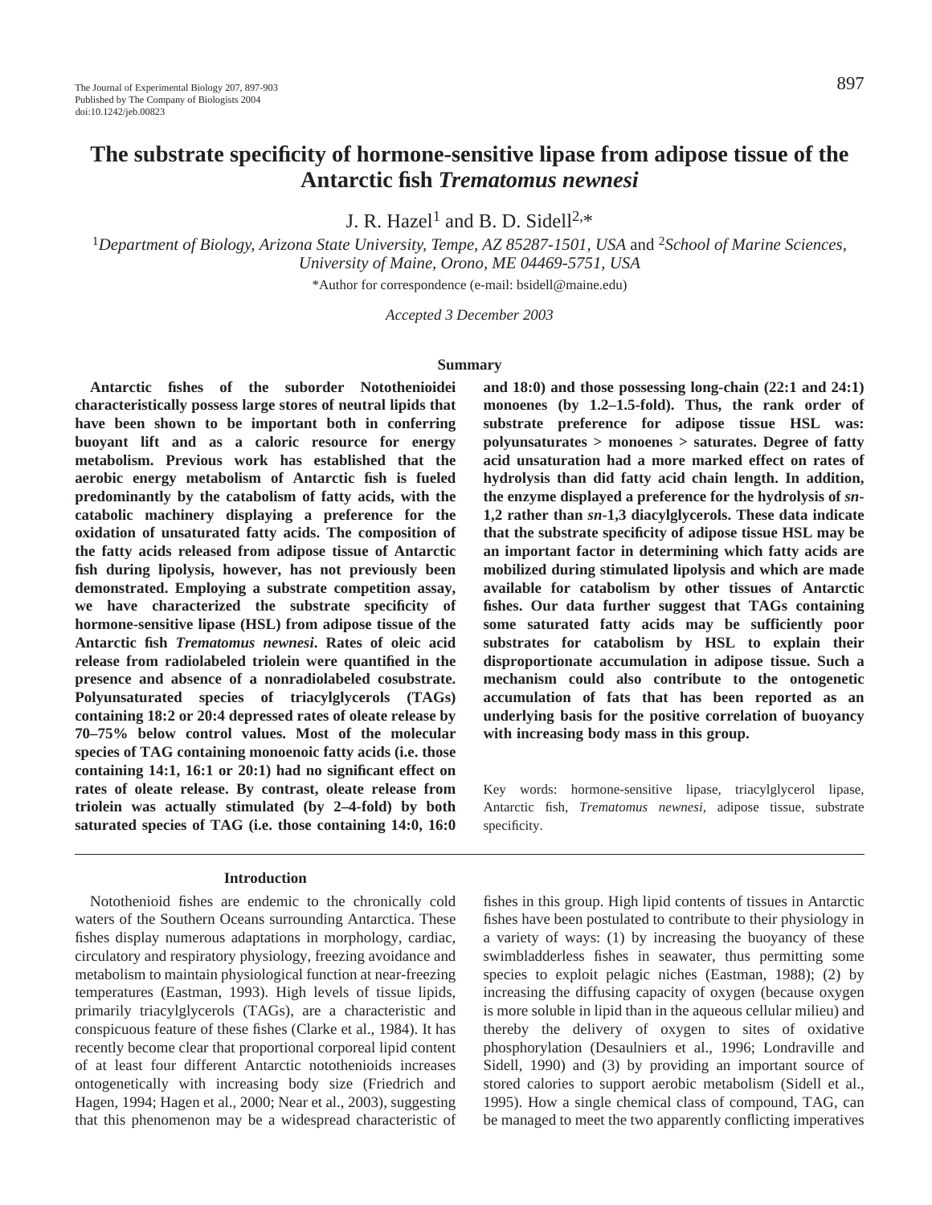# The substrate specificity of hormone-sensitive lipase from adipose tissue of the Antarctic fish *Trematomus newnesi*

J. R. Hazel[1] and B. D. Sidell[2,*]

[1]*Department of Biology, Arizona State University, Tempe, AZ 85287-1501, USA* and [2]*School of Marine Sciences, University of Maine, Orono, ME 04469-5751, USA*

*Author for correspondence (e-mail: bsidell@maine.edu)

*Accepted 3 December 2003*

## Summary

**Antarctic fishes of the suborder Notothenioidei characteristically possess large stores of neutral lipids that have been shown to be important both in conferring buoyant lift and as a caloric resource for energy metabolism. Previous work has established that the aerobic energy metabolism of Antarctic fish is fueled predominantly by the catabolism of fatty acids, with the catabolic machinery displaying a preference for the oxidation of unsaturated fatty acids. The composition of the fatty acids released from adipose tissue of Antarctic fish during lipolysis, however, has not previously been demonstrated. Employing a substrate competition assay, we have characterized the substrate specificity of hormone-sensitive lipase (HSL) from adipose tissue of the Antarctic fish *Trematomus newnesi*. Rates of oleic acid release from radiolabeled triolein were quantified in the presence and absence of a nonradiolabeled cosubstrate. Polyunsaturated species of triacylglycerols (TAGs) containing 18:2 or 20:4 depressed rates of oleate release by 70–75% below control values. Most of the molecular species of TAG containing monoenoic fatty acids (i.e. those containing 14:1, 16:1 or 20:1) had no significant effect on rates of oleate release. By contrast, oleate release from triolein was actually stimulated (by 2–4-fold) by both saturated species of TAG (i.e. those containing 14:0, 16:0 and 18:0) and those possessing long-chain (22:1 and 24:1) monoenes (by 1.2–1.5-fold). Thus, the rank order of substrate preference for adipose tissue HSL was: polyunsaturates > monoenes > saturates. Degree of fatty acid unsaturation had a more marked effect on rates of hydrolysis than did fatty acid chain length. In addition, the enzyme displayed a preference for the hydrolysis of *sn*-1,2 rather than *sn*-1,3 diacylglycerols. These data indicate that the substrate specificity of adipose tissue HSL may be an important factor in determining which fatty acids are mobilized during stimulated lipolysis and which are made available for catabolism by other tissues of Antarctic fishes. Our data further suggest that TAGs containing some saturated fatty acids may be sufficiently poor substrates for catabolism by HSL to explain their disproportionate accumulation in adipose tissue. Such a mechanism could also contribute to the ontogenetic accumulation of fats that has been reported as an underlying basis for the positive correlation of buoyancy with increasing body mass in this group.**

Key words: hormone-sensitive lipase, triacylglycerol lipase, Antarctic fish, *Trematomus newnesi*, adipose tissue, substrate specificity.

## Introduction

Notothenioid fishes are endemic to the chronically cold waters of the Southern Oceans surrounding Antarctica. These fishes display numerous adaptations in morphology, cardiac, circulatory and respiratory physiology, freezing avoidance and metabolism to maintain physiological function at near-freezing temperatures (Eastman, 1993). High levels of tissue lipids, primarily triacylglycerols (TAGs), are a characteristic and conspicuous feature of these fishes (Clarke et al., 1984). It has recently become clear that proportional corporeal lipid content of at least four different Antarctic notothenioids increases ontogenetically with increasing body size (Friedrich and Hagen, 1994; Hagen et al., 2000; Near et al., 2003), suggesting that this phenomenon may be a widespread characteristic of fishes in this group. High lipid contents of tissues in Antarctic fishes have been postulated to contribute to their physiology in a variety of ways: (1) by increasing the buoyancy of these swimbladderless fishes in seawater, thus permitting some species to exploit pelagic niches (Eastman, 1988); (2) by increasing the diffusing capacity of oxygen (because oxygen is more soluble in lipid than in the aqueous cellular milieu) and thereby the delivery of oxygen to sites of oxidative phosphorylation (Desaulniers et al., 1996; Londraville and Sidell, 1990) and (3) by providing an important source of stored calories to support aerobic metabolism (Sidell et al., 1995). How a single chemical class of compound, TAG, can be managed to meet the two apparently conflicting imperatives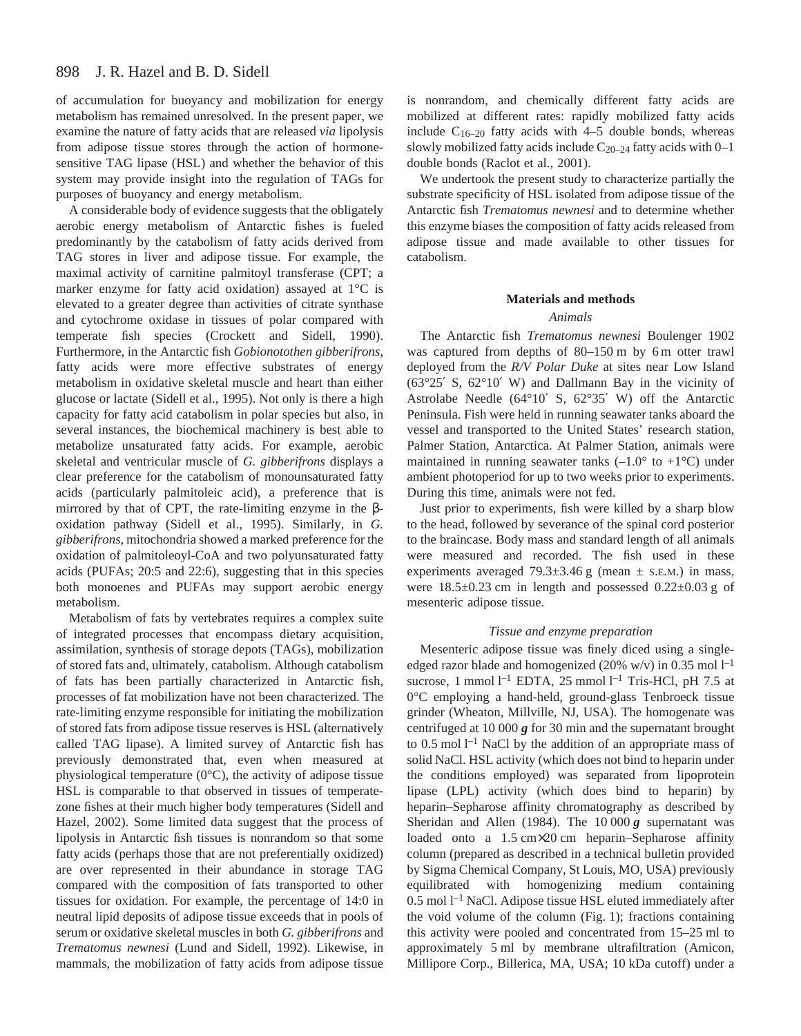of accumulation for buoyancy and mobilization for energy metabolism has remained unresolved. In the present paper, we examine the nature of fatty acids that are released *via* lipolysis from adipose tissue stores through the action of hormone-sensitive TAG lipase (HSL) and whether the behavior of this system may provide insight into the regulation of TAGs for purposes of buoyancy and energy metabolism.

A considerable body of evidence suggests that the obligately aerobic energy metabolism of Antarctic fishes is fueled predominantly by the catabolism of fatty acids derived from TAG stores in liver and adipose tissue. For example, the maximal activity of carnitine palmitoyl transferase (CPT; a marker enzyme for fatty acid oxidation) assayed at 1°C is elevated to a greater degree than activities of citrate synthase and cytochrome oxidase in tissues of polar compared with temperate fish species (Crockett and Sidell, 1990). Furthermore, in the Antarctic fish *Gobionotothen gibberifrons*, fatty acids were more effective substrates of energy metabolism in oxidative skeletal muscle and heart than either glucose or lactate (Sidell et al., 1995). Not only is there a high capacity for fatty acid catabolism in polar species but also, in several instances, the biochemical machinery is best able to metabolize unsaturated fatty acids. For example, aerobic skeletal and ventricular muscle of *G. gibberifrons* displays a clear preference for the catabolism of monounsaturated fatty acids (particularly palmitoleic acid), a preference that is mirrored by that of CPT, the rate-limiting enzyme in the β-oxidation pathway (Sidell et al., 1995). Similarly, in *G. gibberifrons*, mitochondria showed a marked preference for the oxidation of palmitoleoyl-CoA and two polyunsaturated fatty acids (PUFAs; 20:5 and 22:6), suggesting that in this species both monoenes and PUFAs may support aerobic energy metabolism.

Metabolism of fats by vertebrates requires a complex suite of integrated processes that encompass dietary acquisition, assimilation, synthesis of storage depots (TAGs), mobilization of stored fats and, ultimately, catabolism. Although catabolism of fats has been partially characterized in Antarctic fish, processes of fat mobilization have not been characterized. The rate-limiting enzyme responsible for initiating the mobilization of stored fats from adipose tissue reserves is HSL (alternatively called TAG lipase). A limited survey of Antarctic fish has previously demonstrated that, even when measured at physiological temperature (0°C), the activity of adipose tissue HSL is comparable to that observed in tissues of temperate-zone fishes at their much higher body temperatures (Sidell and Hazel, 2002). Some limited data suggest that the process of lipolysis in Antarctic fish tissues is nonrandom so that some fatty acids (perhaps those that are not preferentially oxidized) are over represented in their abundance in storage TAG compared with the composition of fats transported to other tissues for oxidation. For example, the percentage of 14:0 in neutral lipid deposits of adipose tissue exceeds that in pools of serum or oxidative skeletal muscles in both *G. gibberifrons* and *Trematomus newnesi* (Lund and Sidell, 1992). Likewise, in mammals, the mobilization of fatty acids from adipose tissue is nonrandom, and chemically different fatty acids are mobilized at different rates: rapidly mobilized fatty acids include $C_{16-20}$ fatty acids with 4–5 double bonds, whereas slowly mobilized fatty acids include $C_{20-24}$ fatty acids with 0–1 double bonds (Raclot et al., 2001).

We undertook the present study to characterize partially the substrate specificity of HSL isolated from adipose tissue of the Antarctic fish *Trematomus newnesi* and to determine whether this enzyme biases the composition of fatty acids released from adipose tissue and made available to other tissues for catabolism.

## Materials and methods

### *Animals*

The Antarctic fish *Trematomus newnesi* Boulenger 1902 was captured from depths of 80–150 m by 6 m otter trawl deployed from the *R/V Polar Duke* at sites near Low Island (63°25′ S, 62°10′ W) and Dallmann Bay in the vicinity of Astrolabe Needle (64°10′ S, 62°35′ W) off the Antarctic Peninsula. Fish were held in running seawater tanks aboard the vessel and transported to the United States' research station, Palmer Station, Antarctica. At Palmer Station, animals were maintained in running seawater tanks (–1.0° to +1°C) under ambient photoperiod for up to two weeks prior to experiments. During this time, animals were not fed.

Just prior to experiments, fish were killed by a sharp blow to the head, followed by severance of the spinal cord posterior to the braincase. Body mass and standard length of all animals were measured and recorded. The fish used in these experiments averaged 79.3±3.46 g (mean ± S.E.M.) in mass, were 18.5±0.23 cm in length and possessed 0.22±0.03 g of mesenteric adipose tissue.

### *Tissue and enzyme preparation*

Mesenteric adipose tissue was finely diced using a single-edged razor blade and homogenized (20% w/v) in 0.35 mol $l^{-1}$ sucrose, 1 mmol $l^{-1}$ EDTA, 25 mmol $l^{-1}$ Tris-HCl, pH 7.5 at 0°C employing a hand-held, ground-glass Tenbroeck tissue grinder (Wheaton, Millville, NJ, USA). The homogenate was centrifuged at 10 000 ***g*** for 30 min and the supernatant brought to 0.5 mol $l^{-1}$ NaCl by the addition of an appropriate mass of solid NaCl. HSL activity (which does not bind to heparin under the conditions employed) was separated from lipoprotein lipase (LPL) activity (which does bind to heparin) by heparin–Sepharose affinity chromatography as described by Sheridan and Allen (1984). The 10 000 ***g*** supernatant was loaded onto a 1.5 cm×20 cm heparin–Sepharose affinity column (prepared as described in a technical bulletin provided by Sigma Chemical Company, St Louis, MO, USA) previously equilibrated with homogenizing medium containing 0.5 mol $l^{-1}$ NaCl. Adipose tissue HSL eluted immediately after the void volume of the column (Fig. 1); fractions containing this activity were pooled and concentrated from 15–25 ml to approximately 5 ml by membrane ultrafiltration (Amicon, Millipore Corp., Billerica, MA, USA; 10 kDa cutoff) under a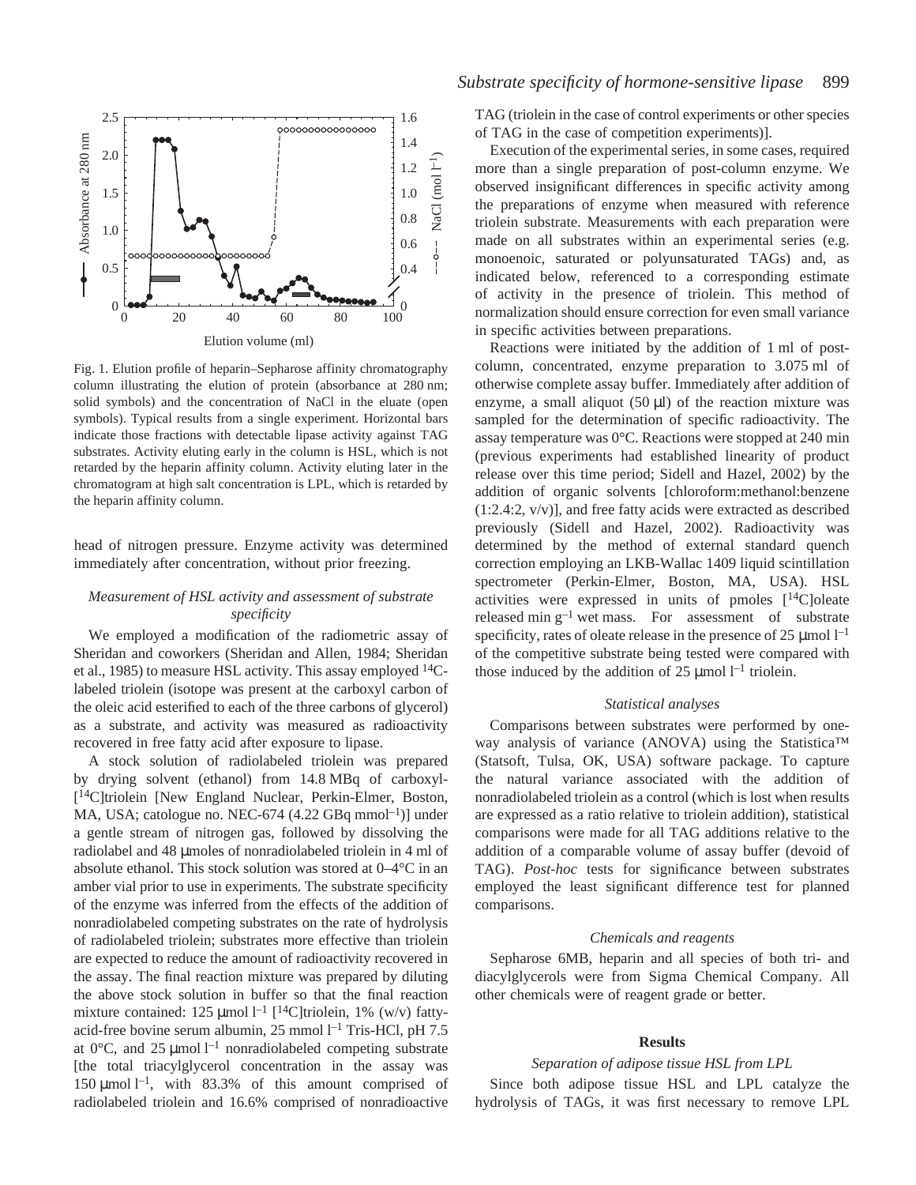Fig. 1. Elution profile of heparin–Sepharose affinity chromatography column illustrating the elution of protein (absorbance at 280 nm; solid symbols) and the concentration of NaCl in the eluate (open symbols). Typical results from a single experiment. Horizontal bars indicate those fractions with detectable lipase activity against TAG substrates. Activity eluting early in the column is HSL, which is not retarded by the heparin affinity column. Activity eluting later in the chromatogram at high salt concentration is LPL, which is retarded by the heparin affinity column.

head of nitrogen pressure. Enzyme activity was determined immediately after concentration, without prior freezing.

### *Measurement of HSL activity and assessment of substrate specificity*

We employed a modification of the radiometric assay of Sheridan and coworkers (Sheridan and Allen, 1984; Sheridan et al., 1985) to measure HSL activity. This assay employed $^{14}$C-labeled triolein (isotope was present at the carboxyl carbon of the oleic acid esterified to each of the three carbons of glycerol) as a substrate, and activity was measured as radioactivity recovered in free fatty acid after exposure to lipase.

A stock solution of radiolabeled triolein was prepared by drying solvent (ethanol) from 14.8 MBq of carboxyl-[$^{14}$C]triolein [New England Nuclear, Perkin-Elmer, Boston, MA, USA; catologue no. NEC-674 (4.22 GBq mmol$^{-1}$)] under a gentle stream of nitrogen gas, followed by dissolving the radiolabel and 48 μmoles of nonradiolabeled triolein in 4 ml of absolute ethanol. This stock solution was stored at 0–4°C in an amber vial prior to use in experiments. The substrate specificity of the enzyme was inferred from the effects of the addition of nonradiolabeled competing substrates on the rate of hydrolysis of radiolabeled triolein; substrates more effective than triolein are expected to reduce the amount of radioactivity recovered in the assay. The final reaction mixture was prepared by diluting the above stock solution in buffer so that the final reaction mixture contained: 125 μmol l$^{-1}$ [$^{14}$C]triolein, 1% (w/v) fatty-acid-free bovine serum albumin, 25 mmol l$^{-1}$ Tris-HCl, pH 7.5 at 0°C, and 25 μmol l$^{-1}$ nonradiolabeled competing substrate [the total triacylglycerol concentration in the assay was 150 μmol l$^{-1}$, with 83.3% of this amount comprised of radiolabeled triolein and 16.6% comprised of nonradioactive TAG (triolein in the case of control experiments or other species of TAG in the case of competition experiments)].

Execution of the experimental series, in some cases, required more than a single preparation of post-column enzyme. We observed insignificant differences in specific activity among the preparations of enzyme when measured with reference triolein substrate. Measurements with each preparation were made on all substrates within an experimental series (e.g. monoenoic, saturated or polyunsaturated TAGs) and, as indicated below, referenced to a corresponding estimate of activity in the presence of triolein. This method of normalization should ensure correction for even small variance in specific activities between preparations.

Reactions were initiated by the addition of 1 ml of post-column, concentrated, enzyme preparation to 3.075 ml of otherwise complete assay buffer. Immediately after addition of enzyme, a small aliquot (50 μl) of the reaction mixture was sampled for the determination of specific radioactivity. The assay temperature was 0°C. Reactions were stopped at 240 min (previous experiments had established linearity of product release over this time period; Sidell and Hazel, 2002) by the addition of organic solvents [chloroform:methanol:benzene (1:2.4:2, v/v)], and free fatty acids were extracted as described previously (Sidell and Hazel, 2002). Radioactivity was determined by the method of external standard quench correction employing an LKB-Wallac 1409 liquid scintillation spectrometer (Perkin-Elmer, Boston, MA, USA). HSL activities were expressed in units of pmoles [$^{14}$C]oleate released min$^{-1}$ g$^{-1}$ wet mass. For assessment of substrate specificity, rates of oleate release in the presence of 25 μmol l$^{-1}$ of the competitive substrate being tested were compared with those induced by the addition of 25 μmol l$^{-1}$ triolein.

### *Statistical analyses*

Comparisons between substrates were performed by one-way analysis of variance (ANOVA) using the Statistica™ (Statsoft, Tulsa, OK, USA) software package. To capture the natural variance associated with the addition of nonradiolabeled triolein as a control (which is lost when results are expressed as a ratio relative to triolein addition), statistical comparisons were made for all TAG additions relative to the addition of a comparable volume of assay buffer (devoid of TAG). *Post-hoc* tests for significance between substrates employed the least significant difference test for planned comparisons.

### *Chemicals and reagents*

Sepharose 6MB, heparin and all species of both tri- and diacylglycerols were from Sigma Chemical Company. All other chemicals were of reagent grade or better.

## Results

### *Separation of adipose tissue HSL from LPL*

Since both adipose tissue HSL and LPL catalyze the hydrolysis of TAGs, it was first necessary to remove LPL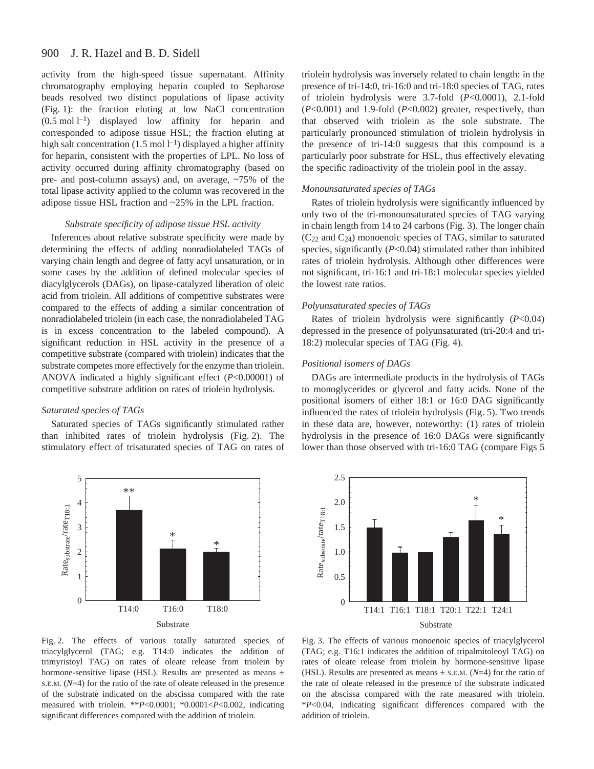activity from the high-speed tissue supernatant. Affinity chromatography employing heparin coupled to Sepharose beads resolved two distinct populations of lipase activity (Fig. 1): the fraction eluting at low NaCl concentration ($0.5\ mol\ l^{-1}$) displayed low affinity for heparin and corresponded to adipose tissue HSL; the fraction eluting at high salt concentration ($1.5\ mol\ l^{-1}$) displayed a higher affinity for heparin, consistent with the properties of LPL. No loss of activity occurred during affinity chromatography (based on pre- and post-column assays) and, on average, ~75% of the total lipase activity applied to the column was recovered in the adipose tissue HSL fraction and ~25% in the LPL fraction.

### *Substrate specificity of adipose tissue HSL activity*

Inferences about relative substrate specificity were made by determining the effects of adding nonradiolabeled TAGs of varying chain length and degree of fatty acyl unsaturation, or in some cases by the addition of defined molecular species of diacylglycerols (DAGs), on lipase-catalyzed liberation of oleic acid from triolein. All additions of competitive substrates were compared to the effects of adding a similar concentration of nonradiolabeled triolein (in each case, the nonradiolabeled TAG is in excess concentration to the labeled compound). A significant reduction in HSL activity in the presence of a competitive substrate (compared with triolein) indicates that the substrate competes more effectively for the enzyme than triolein. ANOVA indicated a highly significant effect ($P<0.00001$) of competitive substrate addition on rates of triolein hydrolysis.

### *Saturated species of TAGs*

Saturated species of TAGs significantly stimulated rather than inhibited rates of triolein hydrolysis (Fig. 2). The stimulatory effect of trisaturated species of TAG on rates of triolein hydrolysis was inversely related to chain length: in the presence of tri-14:0, tri-16:0 and tri-18:0 species of TAG, rates of triolein hydrolysis were 3.7-fold ($P<0.0001$), 2.1-fold ($P<0.001$) and 1.9-fold ($P<0.002$) greater, respectively, than that observed with triolein as the sole substrate. The particularly pronounced stimulation of triolein hydrolysis in the presence of tri-14:0 suggests that this compound is a particularly poor substrate for HSL, thus effectively elevating the specific radioactivity of the triolein pool in the assay.

### *Monounsaturated species of TAGs*

Rates of triolein hydrolysis were significantly influenced by only two of the tri-monounsaturated species of TAG varying in chain length from 14 to 24 carbons (Fig. 3). The longer chain ($C_{22}$ and $C_{24}$) monoenoic species of TAG, similar to saturated species, significantly ($P<0.04$) stimulated rather than inhibited rates of triolein hydrolysis. Although other differences were not significant, tri-16:1 and tri-18:1 molecular species yielded the lowest rate ratios.

### *Polyunsaturated species of TAGs*

Rates of triolein hydrolysis were significantly ($P<0.04$) depressed in the presence of polyunsaturated (tri-20:4 and tri-18:2) molecular species of TAG (Fig. 4).

### *Positional isomers of DAGs*

DAGs are intermediate products in the hydrolysis of TAGs to monoglycerides or glycerol and fatty acids. None of the positional isomers of either 18:1 or 16:0 DAG significantly influenced the rates of triolein hydrolysis (Fig. 5). Two trends in these data are, however, noteworthy: (1) rates of triolein hydrolysis in the presence of 16:0 DAGs were significantly lower than those observed with tri-16:0 TAG (compare Figs 5

Fig. 2. The effects of various totally saturated species of triacylglycerol (TAG; e.g. T14:0 indicates the addition of trimyristoyl TAG) on rates of oleate release from triolein by hormone-sensitive lipase (HSL). Results are presented as means ± S.E.M. ($N=4$) for the ratio of the rate of oleate released in the presence of the substrate indicated on the abscissa compared with the rate measured with triolein. ** $P<0.0001$; * $0.0001<P<0.002$, indicating significant differences compared with the addition of triolein.

Fig. 3. The effects of various monoenoic species of triacylglycerol (TAG; e.g. T16:1 indicates the addition of tripalmitoleoyl TAG) on rates of oleate release from triolein by hormone-sensitive lipase (HSL). Results are presented as means ± S.E.M. ($N=4$) for the ratio of the rate of oleate released in the presence of the substrate indicated on the abscissa compared with the rate measured with triolein. * $P<0.04$, indicating significant differences compared with the addition of triolein.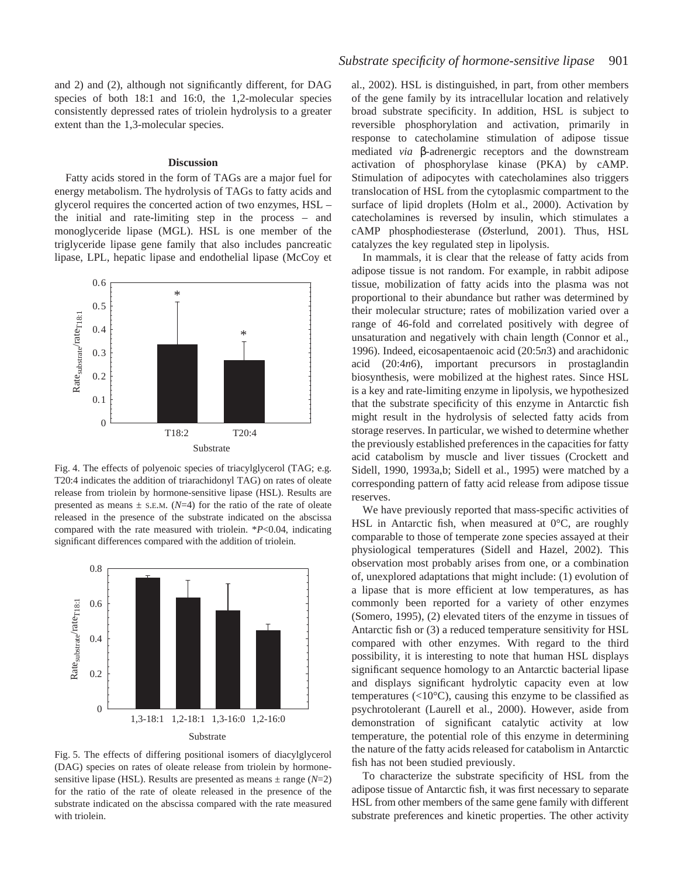and 2) and (2), although not significantly different, for DAG species of both 18:1 and 16:0, the 1,2-molecular species consistently depressed rates of triolein hydrolysis to a greater extent than the 1,3-molecular species.

## Discussion

Fatty acids stored in the form of TAGs are a major fuel for energy metabolism. The hydrolysis of TAGs to fatty acids and glycerol requires the concerted action of two enzymes, HSL – the initial and rate-limiting step in the process – and monoglyceride lipase (MGL). HSL is one member of the triglyceride lipase gene family that also includes pancreatic lipase, LPL, hepatic lipase and endothelial lipase (McCoy et al., 2002). HSL is distinguished, in part, from other members of the gene family by its intracellular location and relatively broad substrate specificity. In addition, HSL is subject to reversible phosphorylation and activation, primarily in response to catecholamine stimulation of adipose tissue mediated *via* β-adrenergic receptors and the downstream activation of phosphorylase kinase (PKA) by cAMP. Stimulation of adipocytes with catecholamines also triggers translocation of HSL from the cytoplasmic compartment to the surface of lipid droplets (Holm et al., 2000). Activation by catecholamines is reversed by insulin, which stimulates a cAMP phosphodiesterase (Østerlund, 2001). Thus, HSL catalyzes the key regulated step in lipolysis.

Fig. 4. The effects of polyenoic species of triacylglycerol (TAG; e.g. T20:4 indicates the addition of triarachidonyl TAG) on rates of oleate release from triolein by hormone-sensitive lipase (HSL). Results are presented as means ± S.E.M. ($N$=4) for the ratio of the rate of oleate released in the presence of the substrate indicated on the abscissa compared with the rate measured with triolein. *$P$<0.04, indicating significant differences compared with the addition of triolein.

Fig. 5. The effects of differing positional isomers of diacylglycerol (DAG) species on rates of oleate release from triolein by hormone-sensitive lipase (HSL). Results are presented as means ± range ($N$=2) for the ratio of the rate of oleate released in the presence of the substrate indicated on the abscissa compared with the rate measured with triolein.

In mammals, it is clear that the release of fatty acids from adipose tissue is not random. For example, in rabbit adipose tissue, mobilization of fatty acids into the plasma was not proportional to their abundance but rather was determined by their molecular structure; rates of mobilization varied over a range of 46-fold and correlated positively with degree of unsaturation and negatively with chain length (Connor et al., 1996). Indeed, eicosapentaenoic acid (20:5*n*3) and arachidonic acid (20:4*n*6), important precursors in prostaglandin biosynthesis, were mobilized at the highest rates. Since HSL is a key and rate-limiting enzyme in lipolysis, we hypothesized that the substrate specificity of this enzyme in Antarctic fish might result in the hydrolysis of selected fatty acids from storage reserves. In particular, we wished to determine whether the previously established preferences in the capacities for fatty acid catabolism by muscle and liver tissues (Crockett and Sidell, 1990, 1993a,b; Sidell et al., 1995) were matched by a corresponding pattern of fatty acid release from adipose tissue reserves.

We have previously reported that mass-specific activities of HSL in Antarctic fish, when measured at 0°C, are roughly comparable to those of temperate zone species assayed at their physiological temperatures (Sidell and Hazel, 2002). This observation most probably arises from one, or a combination of, unexplored adaptations that might include: (1) evolution of a lipase that is more efficient at low temperatures, as has commonly been reported for a variety of other enzymes (Somero, 1995), (2) elevated titers of the enzyme in tissues of Antarctic fish or (3) a reduced temperature sensitivity for HSL compared with other enzymes. With regard to the third possibility, it is interesting to note that human HSL displays significant sequence homology to an Antarctic bacterial lipase and displays significant hydrolytic capacity even at low temperatures (<10°C), causing this enzyme to be classified as psychrotolerant (Laurell et al., 2000). However, aside from demonstration of significant catalytic activity at low temperature, the potential role of this enzyme in determining the nature of the fatty acids released for catabolism in Antarctic fish has not been studied previously.

To characterize the substrate specificity of HSL from the adipose tissue of Antarctic fish, it was first necessary to separate HSL from other members of the same gene family with different substrate preferences and kinetic properties. The other activity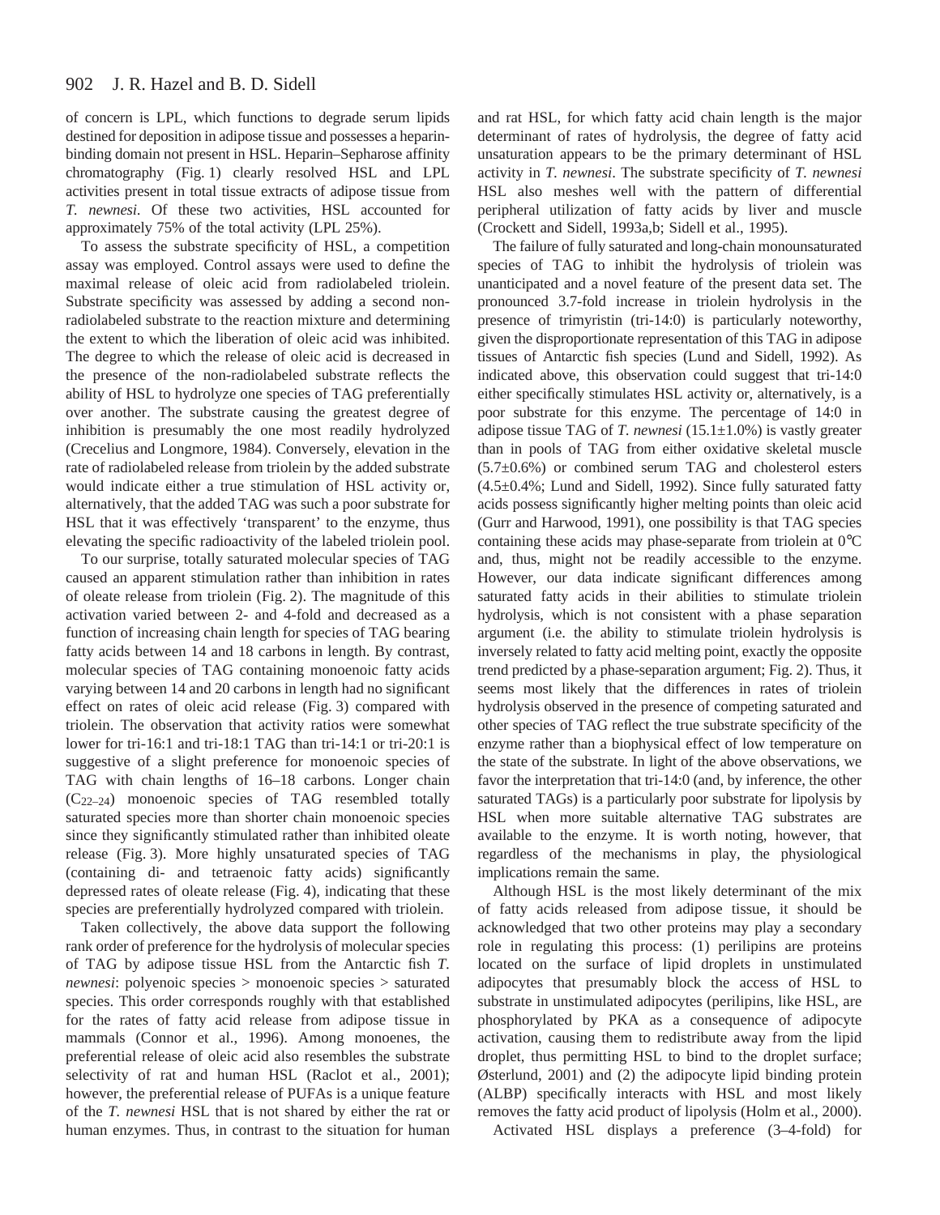of concern is LPL, which functions to degrade serum lipids destined for deposition in adipose tissue and possesses a heparin-binding domain not present in HSL. Heparin–Sepharose affinity chromatography (Fig. 1) clearly resolved HSL and LPL activities present in total tissue extracts of adipose tissue from *T. newnesi*. Of these two activities, HSL accounted for approximately 75% of the total activity (LPL 25%).

To assess the substrate specificity of HSL, a competition assay was employed. Control assays were used to define the maximal release of oleic acid from radiolabeled triolein. Substrate specificity was assessed by adding a second non-radiolabeled substrate to the reaction mixture and determining the extent to which the liberation of oleic acid was inhibited. The degree to which the release of oleic acid is decreased in the presence of the non-radiolabeled substrate reflects the ability of HSL to hydrolyze one species of TAG preferentially over another. The substrate causing the greatest degree of inhibition is presumably the one most readily hydrolyzed (Crecelius and Longmore, 1984). Conversely, elevation in the rate of radiolabeled release from triolein by the added substrate would indicate either a true stimulation of HSL activity or, alternatively, that the added TAG was such a poor substrate for HSL that it was effectively 'transparent' to the enzyme, thus elevating the specific radioactivity of the labeled triolein pool.

To our surprise, totally saturated molecular species of TAG caused an apparent stimulation rather than inhibition in rates of oleate release from triolein (Fig. 2). The magnitude of this activation varied between 2- and 4-fold and decreased as a function of increasing chain length for species of TAG bearing fatty acids between 14 and 18 carbons in length. By contrast, molecular species of TAG containing monoenoic fatty acids varying between 14 and 20 carbons in length had no significant effect on rates of oleic acid release (Fig. 3) compared with triolein. The observation that activity ratios were somewhat lower for tri-16:1 and tri-18:1 TAG than tri-14:1 or tri-20:1 is suggestive of a slight preference for monoenoic species of TAG with chain lengths of 16–18 carbons. Longer chain ($C_{22–24}$) monoenoic species of TAG resembled totally saturated species more than shorter chain monoenoic species since they significantly stimulated rather than inhibited oleate release (Fig. 3). More highly unsaturated species of TAG (containing di- and tetraenoic fatty acids) significantly depressed rates of oleate release (Fig. 4), indicating that these species are preferentially hydrolyzed compared with triolein.

Taken collectively, the above data support the following rank order of preference for the hydrolysis of molecular species of TAG by adipose tissue HSL from the Antarctic fish *T. newnesi*: polyenoic species > monoenoic species > saturated species. This order corresponds roughly with that established for the rates of fatty acid release from adipose tissue in mammals (Connor et al., 1996). Among monoenes, the preferential release of oleic acid also resembles the substrate selectivity of rat and human HSL (Raclot et al., 2001); however, the preferential release of PUFAs is a unique feature of the *T. newnesi* HSL that is not shared by either the rat or human enzymes. Thus, in contrast to the situation for human and rat HSL, for which fatty acid chain length is the major determinant of rates of hydrolysis, the degree of fatty acid unsaturation appears to be the primary determinant of HSL activity in *T. newnesi*. The substrate specificity of *T. newnesi* HSL also meshes well with the pattern of differential peripheral utilization of fatty acids by liver and muscle (Crockett and Sidell, 1993a,b; Sidell et al., 1995).

The failure of fully saturated and long-chain monounsaturated species of TAG to inhibit the hydrolysis of triolein was unanticipated and a novel feature of the present data set. The pronounced 3.7-fold increase in triolein hydrolysis in the presence of trimyristin (tri-14:0) is particularly noteworthy, given the disproportionate representation of this TAG in adipose tissues of Antarctic fish species (Lund and Sidell, 1992). As indicated above, this observation could suggest that tri-14:0 either specifically stimulates HSL activity or, alternatively, is a poor substrate for this enzyme. The percentage of 14:0 in adipose tissue TAG of *T. newnesi* (15.1±1.0%) is vastly greater than in pools of TAG from either oxidative skeletal muscle (5.7±0.6%) or combined serum TAG and cholesterol esters (4.5±0.4%; Lund and Sidell, 1992). Since fully saturated fatty acids possess significantly higher melting points than oleic acid (Gurr and Harwood, 1991), one possibility is that TAG species containing these acids may phase-separate from triolein at 0°C and, thus, might not be readily accessible to the enzyme. However, our data indicate significant differences among saturated fatty acids in their abilities to stimulate triolein hydrolysis, which is not consistent with a phase separation argument (i.e. the ability to stimulate triolein hydrolysis is inversely related to fatty acid melting point, exactly the opposite trend predicted by a phase-separation argument; Fig. 2). Thus, it seems most likely that the differences in rates of triolein hydrolysis observed in the presence of competing saturated and other species of TAG reflect the true substrate specificity of the enzyme rather than a biophysical effect of low temperature on the state of the substrate. In light of the above observations, we favor the interpretation that tri-14:0 (and, by inference, the other saturated TAGs) is a particularly poor substrate for lipolysis by HSL when more suitable alternative TAG substrates are available to the enzyme. It is worth noting, however, that regardless of the mechanisms in play, the physiological implications remain the same.

Although HSL is the most likely determinant of the mix of fatty acids released from adipose tissue, it should be acknowledged that two other proteins may play a secondary role in regulating this process: (1) perilipins are proteins located on the surface of lipid droplets in unstimulated adipocytes that presumably block the access of HSL to substrate in unstimulated adipocytes (perilipins, like HSL, are phosphorylated by PKA as a consequence of adipocyte activation, causing them to redistribute away from the lipid droplet, thus permitting HSL to bind to the droplet surface; Østerlund, 2001) and (2) the adipocyte lipid binding protein (ALBP) specifically interacts with HSL and most likely removes the fatty acid product of lipolysis (Holm et al., 2000).

Activated HSL displays a preference (3–4-fold) for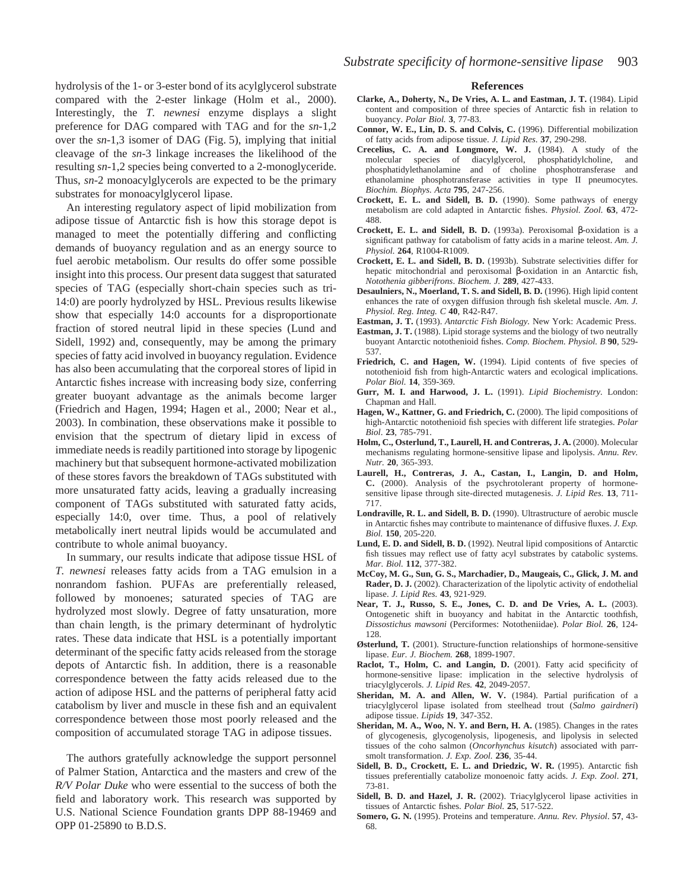hydrolysis of the 1- or 3-ester bond of its acylglycerol substrate compared with the 2-ester linkage (Holm et al., 2000). Interestingly, the *T. newnesi* enzyme displays a slight preference for DAG compared with TAG and for the *sn*-1,2 over the *sn*-1,3 isomer of DAG (Fig. 5), implying that initial cleavage of the *sn*-3 linkage increases the likelihood of the resulting *sn*-1,2 species being converted to a 2-monoglyceride. Thus, *sn*-2 monoacylglycerols are expected to be the primary substrates for monoacylglycerol lipase.

An interesting regulatory aspect of lipid mobilization from adipose tissue of Antarctic fish is how this storage depot is managed to meet the potentially differing and conflicting demands of buoyancy regulation and as an energy source to fuel aerobic metabolism. Our results do offer some possible insight into this process. Our present data suggest that saturated species of TAG (especially short-chain species such as tri-14:0) are poorly hydrolyzed by HSL. Previous results likewise show that especially 14:0 accounts for a disproportionate fraction of stored neutral lipid in these species (Lund and Sidell, 1992) and, consequently, may be among the primary species of fatty acid involved in buoyancy regulation. Evidence has also been accumulating that the corporeal stores of lipid in Antarctic fishes increase with increasing body size, conferring greater buoyant advantage as the animals become larger (Friedrich and Hagen, 1994; Hagen et al., 2000; Near et al., 2003). In combination, these observations make it possible to envision that the spectrum of dietary lipid in excess of immediate needs is readily partitioned into storage by lipogenic machinery but that subsequent hormone-activated mobilization of these stores favors the breakdown of TAGs substituted with more unsaturated fatty acids, leaving a gradually increasing component of TAGs substituted with saturated fatty acids, especially 14:0, over time. Thus, a pool of relatively metabolically inert neutral lipids would be accumulated and contribute to whole animal buoyancy.

In summary, our results indicate that adipose tissue HSL of *T. newnesi* releases fatty acids from a TAG emulsion in a nonrandom fashion. PUFAs are preferentially released, followed by monoenes; saturated species of TAG are hydrolyzed most slowly. Degree of fatty unsaturation, more than chain length, is the primary determinant of hydrolytic rates. These data indicate that HSL is a potentially important determinant of the specific fatty acids released from the storage depots of Antarctic fish. In addition, there is a reasonable correspondence between the fatty acids released due to the action of adipose HSL and the patterns of peripheral fatty acid catabolism by liver and muscle in these fish and an equivalent correspondence between those most poorly released and the composition of accumulated storage TAG in adipose tissues.

The authors gratefully acknowledge the support personnel of Palmer Station, Antarctica and the masters and crew of the *R/V Polar Duke* who were essential to the success of both the field and laboratory work. This research was supported by U.S. National Science Foundation grants DPP 88-19469 and OPP 01-25890 to B.D.S.

## References

**Clarke, A., Doherty, N., De Vries, A. L. and Eastman, J. T.** (1984). Lipid content and composition of three species of Antarctic fish in relation to buoyancy. *Polar Biol.* **3**, 77-83.

**Connor, W. E., Lin, D. S. and Colvis, C.** (1996). Differential mobilization of fatty acids from adipose tissue. *J. Lipid Res.* **37**, 290-298.

**Crecelius, C. A. and Longmore, W. J.** (1984). A study of the molecular species of diacylglycerol, phosphatidylcholine, and phosphatidylethanolamine and of choline phosphotransferase and ethanolamine phosphotransferase activities in type II pneumocytes. *Biochim. Biophys. Acta* **795**, 247-256.

**Crockett, E. L. and Sidell, B. D.** (1990). Some pathways of energy metabolism are cold adapted in Antarctic fishes. *Physiol. Zool.* **63**, 472-488.

**Crockett, E. L. and Sidell, B. D.** (1993a). Peroxisomal β-oxidation is a significant pathway for catabolism of fatty acids in a marine teleost. *Am. J. Physiol.* **264**, R1004-R1009.

**Crockett, E. L. and Sidell, B. D.** (1993b). Substrate selectivities differ for hepatic mitochondrial and peroxisomal β-oxidation in an Antarctic fish, *Notothenia gibberifrons*. *Biochem. J.* **289**, 427-433.

**Desaulniers, N., Moerland, T. S. and Sidell, B. D.** (1996). High lipid content enhances the rate of oxygen diffusion through fish skeletal muscle. *Am. J. Physiol. Reg. Integ. C* **40**, R42-R47.

**Eastman, J. T.** (1993). *Antarctic Fish Biology.* New York: Academic Press.

**Eastman, J. T.** (1988). Lipid storage systems and the biology of two neutrally buoyant Antarctic notothenioid fishes. *Comp. Biochem. Physiol. B* **90**, 529-537.

**Friedrich, C. and Hagen, W.** (1994). Lipid contents of five species of notothenioid fish from high-Antarctic waters and ecological implications. *Polar Biol.* **14**, 359-369.

**Gurr, M. I. and Harwood, J. L.** (1991). *Lipid Biochemistry.* London: Chapman and Hall.

**Hagen, W., Kattner, G. and Friedrich, C.** (2000). The lipid compositions of high-Antarctic notothenioid fish species with different life strategies. *Polar Biol.* **23**, 785-791.

**Holm, C., Osterlund, T., Laurell, H. and Contreras, J. A.** (2000). Molecular mechanisms regulating hormone-sensitive lipase and lipolysis. *Annu. Rev. Nutr.* **20**, 365-393.

**Laurell, H., Contreras, J. A., Castan, I., Langin, D. and Holm, C.** (2000). Analysis of the psychrotolerant property of hormone-sensitive lipase through site-directed mutagenesis. *J. Lipid Res.* **13**, 711-717.

**Londraville, R. L. and Sidell, B. D.** (1990). Ultrastructure of aerobic muscle in Antarctic fishes may contribute to maintenance of diffusive fluxes. *J. Exp. Biol.* **150**, 205-220.

**Lund, E. D. and Sidell, B. D.** (1992). Neutral lipid compositions of Antarctic fish tissues may reflect use of fatty acyl substrates by catabolic systems. *Mar. Biol.* **112**, 377-382.

**McCoy, M. G., Sun, G. S., Marchadier, D., Maugeais, C., Glick, J. M. and Rader, D. J.** (2002). Characterization of the lipolytic activity of endothelial lipase. *J. Lipid Res.* **43**, 921-929.

**Near, T. J., Russo, S. E., Jones, C. D. and De Vries, A. L.** (2003). Ontogenetic shift in buoyancy and habitat in the Antarctic toothfish, *Dissostichus mawsoni* (Perciformes: Nototheniidae). *Polar Biol.* **26**, 124-128.

**Østerlund, T.** (2001). Structure-function relationships of hormone-sensitive lipase. *Eur. J. Biochem.* **268**, 1899-1907.

**Raclot, T., Holm, C. and Langin, D.** (2001). Fatty acid specificity of hormone-sensitive lipase: implication in the selective hydrolysis of triacylglycerols. *J. Lipid Res.* **42**, 2049-2057.

**Sheridan, M. A. and Allen, W. V.** (1984). Partial purification of a triacylglycerol lipase isolated from steelhead trout (*Salmo gairdneri*) adipose tissue. *Lipids* **19**, 347-352.

**Sheridan, M. A., Woo, N. Y. and Bern, H. A.** (1985). Changes in the rates of glycogenesis, glycogenolysis, lipogenesis, and lipolysis in selected tissues of the coho salmon (*Oncorhynchus kisutch*) associated with parr-smolt transformation. *J. Exp. Zool.* **236**, 35-44.

**Sidell, B. D., Crockett, E. L. and Driedzic, W. R.** (1995). Antarctic fish tissues preferentially catabolize monoenoic fatty acids. *J. Exp. Zool.* **271**, 73-81.

**Sidell, B. D. and Hazel, J. R.** (2002). Triacylglycerol lipase activities in tissues of Antarctic fishes. *Polar Biol.* **25**, 517-522.

**Somero, G. N.** (1995). Proteins and temperature. *Annu. Rev. Physiol.* **57**, 43-68.